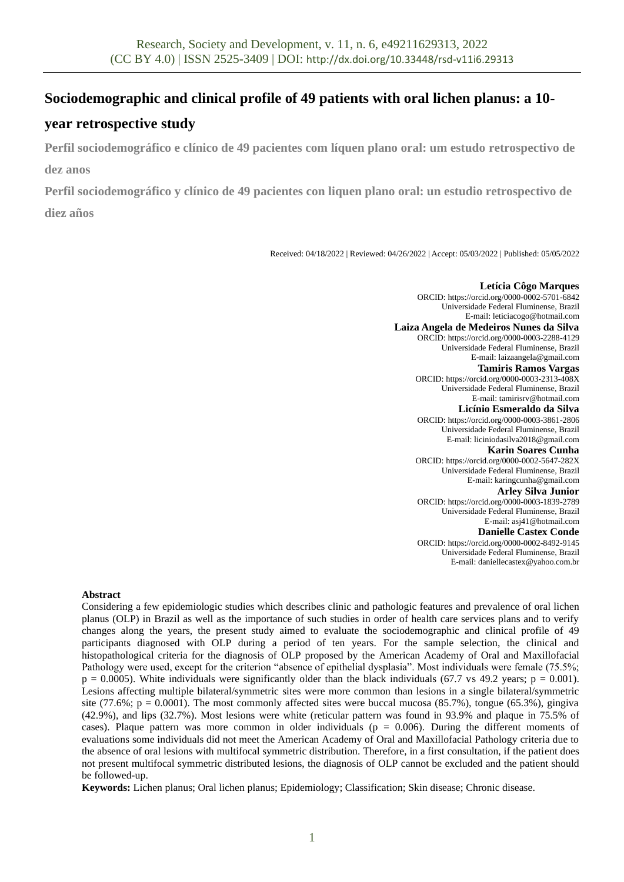# Sociodemographic and clinical profile of 49 patients with oral lichen planus: a 10-year retrospective study

**Perfil sociodemográfico e clínico de 49 pacientes com líquen plano oral: um estudo retrospectivo de dez anos**

**Perfil sociodemográfico y clínico de 49 pacientes con liquen plano oral: un estudio retrospectivo de diez años**

Received: 04/18/2022 | Reviewed: 04/26/2022 | Accept: 05/03/2022 | Published: 05/05/2022

**Letícia Côgo Marques**
ORCID: https://orcid.org/0000-0002-5701-6842
Universidade Federal Fluminense, Brazil
E-mail: leticiacogo@hotmail.com

**Laiza Angela de Medeiros Nunes da Silva**
ORCID: https://orcid.org/0000-0003-2288-4129
Universidade Federal Fluminense, Brazil
E-mail: laizaangela@gmail.com

**Tamiris Ramos Vargas**
ORCID: https://orcid.org/0000-0003-2313-408X
Universidade Federal Fluminense, Brazil
E-mail: tamirisrv@hotmail.com

**Licínio Esmeraldo da Silva**
ORCID: https://orcid.org/0000-0003-3861-2806
Universidade Federal Fluminense, Brazil
E-mail: liciniodasilva2018@gmail.com

**Karin Soares Cunha**
ORCID: https://orcid.org/0000-0002-5647-282X
Universidade Federal Fluminense, Brazil
E-mail: karingcunha@gmail.com

**Arley Silva Junior**
ORCID: https://orcid.org/0000-0003-1839-2789
Universidade Federal Fluminense, Brazil
E-mail: asj41@hotmail.com

**Danielle Castex Conde**
ORCID: https://orcid.org/0000-0002-8492-9145
Universidade Federal Fluminense, Brazil
E-mail: daniellecastex@yahoo.com.br

## Abstract

Considering a few epidemiologic studies which describes clinic and pathologic features and prevalence of oral lichen planus (OLP) in Brazil as well as the importance of such studies in order of health care services plans and to verify changes along the years, the present study aimed to evaluate the sociodemographic and clinical profile of 49 participants diagnosed with OLP during a period of ten years. For the sample selection, the clinical and histopathological criteria for the diagnosis of OLP proposed by the American Academy of Oral and Maxillofacial Pathology were used, except for the criterion "absence of epithelial dysplasia". Most individuals were female (75.5%; $p = 0.0005$). White individuals were significantly older than the black individuals (67.7 vs 49.2 years; $p = 0.001$). Lesions affecting multiple bilateral/symmetric sites were more common than lesions in a single bilateral/symmetric site (77.6%; $p = 0.0001$). The most commonly affected sites were buccal mucosa (85.7%), tongue (65.3%), gingiva (42.9%), and lips (32.7%). Most lesions were white (reticular pattern was found in 93.9% and plaque in 75.5% of cases). Plaque pattern was more common in older individuals ($p = 0.006$). During the different moments of evaluations some individuals did not meet the American Academy of Oral and Maxillofacial Pathology criteria due to the absence of oral lesions with multifocal symmetric distribution. Therefore, in a first consultation, if the patient does not present multifocal symmetric distributed lesions, the diagnosis of OLP cannot be excluded and the patient should be followed-up.

**Keywords:** Lichen planus; Oral lichen planus; Epidemiology; Classification; Skin disease; Chronic disease.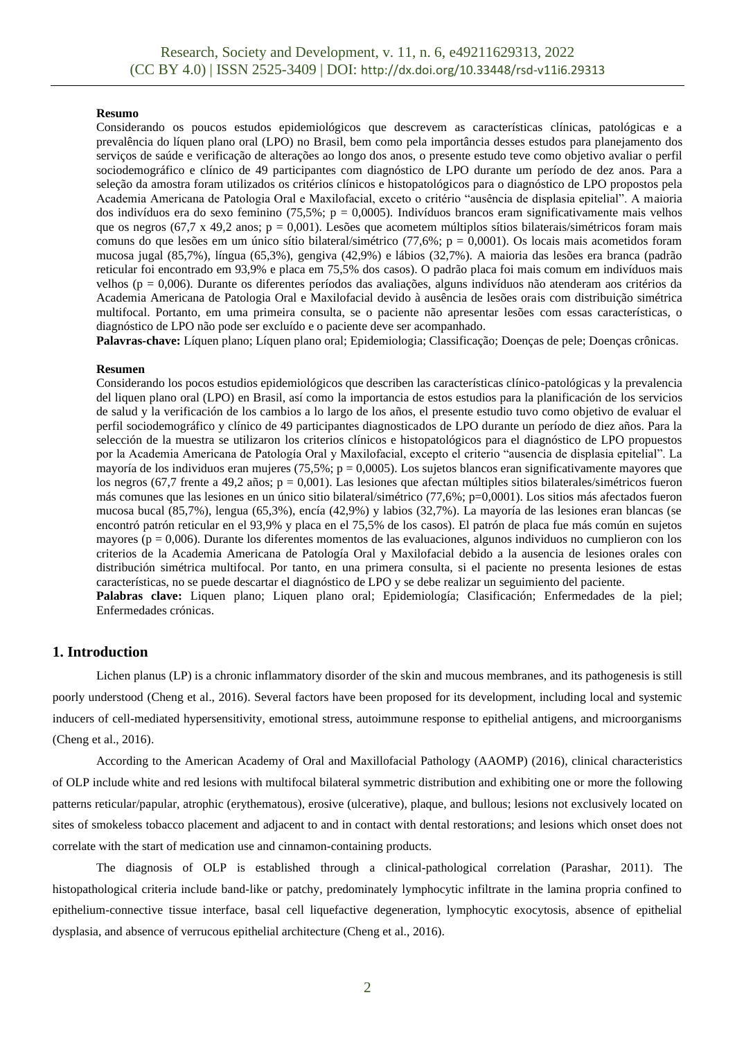**Resumo**

Considerando os poucos estudos epidemiológicos que descrevem as características clínicas, patológicas e a prevalência do líquen plano oral (LPO) no Brasil, bem como pela importância desses estudos para planejamento dos serviços de saúde e verificação de alterações ao longo dos anos, o presente estudo teve como objetivo avaliar o perfil sociodemográfico e clínico de 49 participantes com diagnóstico de LPO durante um período de dez anos. Para a seleção da amostra foram utilizados os critérios clínicos e histopatológicos para o diagnóstico de LPO propostos pela Academia Americana de Patologia Oral e Maxilofacial, exceto o critério "ausência de displasia epitelial". A maioria dos indivíduos era do sexo feminino (75,5%; p = 0,0005). Indivíduos brancos eram significativamente mais velhos que os negros (67,7 x 49,2 anos; p = 0,001). Lesões que acometem múltiplos sítios bilaterais/simétricos foram mais comuns do que lesões em um único sítio bilateral/simétrico (77,6%; p = 0,0001). Os locais mais acometidos foram mucosa jugal (85,7%), língua (65,3%), gengiva (42,9%) e lábios (32,7%). A maioria das lesões era branca (padrão reticular foi encontrado em 93,9% e placa em 75,5% dos casos). O padrão placa foi mais comum em indivíduos mais velhos (p = 0,006). Durante os diferentes períodos das avaliações, alguns indivíduos não atenderam aos critérios da Academia Americana de Patologia Oral e Maxilofacial devido à ausência de lesões orais com distribuição simétrica multifocal. Portanto, em uma primeira consulta, se o paciente não apresentar lesões com essas características, o diagnóstico de LPO não pode ser excluído e o paciente deve ser acompanhado.

**Palavras-chave:** Líquen plano; Líquen plano oral; Epidemiologia; Classificação; Doenças de pele; Doenças crônicas.

**Resumen**

Considerando los pocos estudios epidemiológicos que describen las características clínico-patológicas y la prevalencia del liquen plano oral (LPO) en Brasil, así como la importancia de estos estudios para la planificación de los servicios de salud y la verificación de los cambios a lo largo de los años, el presente estudio tuvo como objetivo de evaluar el perfil sociodemográfico y clínico de 49 participantes diagnosticados de LPO durante un período de diez años. Para la selección de la muestra se utilizaron los criterios clínicos e histopatológicos para el diagnóstico de LPO propuestos por la Academia Americana de Patología Oral y Maxilofacial, excepto el criterio "ausencia de displasia epitelial". La mayoría de los individuos eran mujeres (75,5%; p = 0,0005). Los sujetos blancos eran significativamente mayores que los negros (67,7 frente a 49,2 años; p = 0,001). Las lesiones que afectan múltiples sitios bilaterales/simétricos fueron más comunes que las lesiones en un único sitio bilateral/simétrico (77,6%; p=0,0001). Los sitios más afectados fueron mucosa bucal (85,7%), lengua (65,3%), encía (42,9%) y labios (32,7%). La mayoría de las lesiones eran blancas (se encontró patrón reticular en el 93,9% y placa en el 75,5% de los casos). El patrón de placa fue más común en sujetos mayores (p = 0,006). Durante los diferentes momentos de las evaluaciones, algunos individuos no cumplieron con los criterios de la Academia Americana de Patología Oral y Maxilofacial debido a la ausencia de lesiones orales con distribución simétrica multifocal. Por tanto, en una primera consulta, si el paciente no presenta lesiones de estas características, no se puede descartar el diagnóstico de LPO y se debe realizar un seguimiento del paciente.

**Palabras clave:** Liquen plano; Liquen plano oral; Epidemiología; Clasificación; Enfermedades de la piel; Enfermedades crónicas.

## 1. Introduction

Lichen planus (LP) is a chronic inflammatory disorder of the skin and mucous membranes, and its pathogenesis is still poorly understood (Cheng et al., 2016). Several factors have been proposed for its development, including local and systemic inducers of cell-mediated hypersensitivity, emotional stress, autoimmune response to epithelial antigens, and microorganisms (Cheng et al., 2016).

According to the American Academy of Oral and Maxillofacial Pathology (AAOMP) (2016), clinical characteristics of OLP include white and red lesions with multifocal bilateral symmetric distribution and exhibiting one or more the following patterns reticular/papular, atrophic (erythematous), erosive (ulcerative), plaque, and bullous; lesions not exclusively located on sites of smokeless tobacco placement and adjacent to and in contact with dental restorations; and lesions which onset does not correlate with the start of medication use and cinnamon-containing products.

The diagnosis of OLP is established through a clinical-pathological correlation (Parashar, 2011). The histopathological criteria include band-like or patchy, predominately lymphocytic infiltrate in the lamina propria confined to epithelium-connective tissue interface, basal cell liquefactive degeneration, lymphocytic exocytosis, absence of epithelial dysplasia, and absence of verrucous epithelial architecture (Cheng et al., 2016).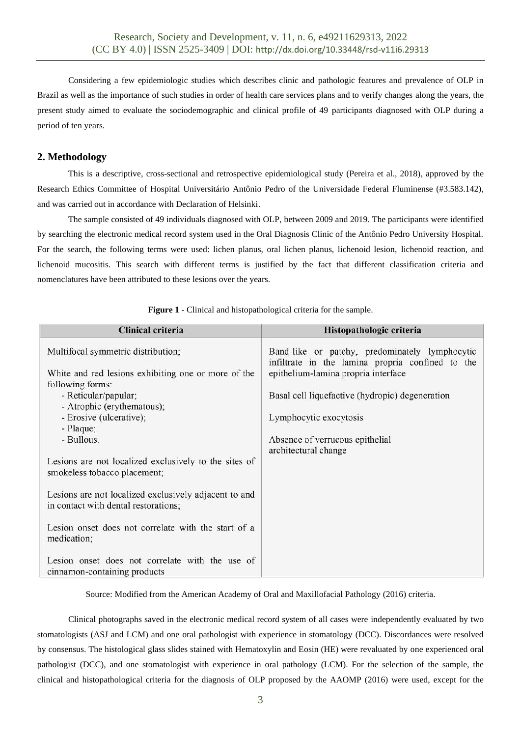Considering a few epidemiologic studies which describes clinic and pathologic features and prevalence of OLP in Brazil as well as the importance of such studies in order of health care services plans and to verify changes along the years, the present study aimed to evaluate the sociodemographic and clinical profile of 49 participants diagnosed with OLP during a period of ten years.

## 2. Methodology

This is a descriptive, cross-sectional and retrospective epidemiological study (Pereira et al., 2018), approved by the Research Ethics Committee of Hospital Universitário Antônio Pedro of the Universidade Federal Fluminense (#3.583.142), and was carried out in accordance with Declaration of Helsinki.

The sample consisted of 49 individuals diagnosed with OLP, between 2009 and 2019. The participants were identified by searching the electronic medical record system used in the Oral Diagnosis Clinic of the Antônio Pedro University Hospital. For the search, the following terms were used: lichen planus, oral lichen planus, lichenoid lesion, lichenoid reaction, and lichenoid mucositis. This search with different terms is justified by the fact that different classification criteria and nomenclatures have been attributed to these lesions over the years.

**Figure 1** - Clinical and histopathological criteria for the sample.

| Clinical criteria | Histopathologic criteria |
|---|---|
| Multifocal symmetric distribution;<br><br>White and red lesions exhibiting one or more of the following forms:<br>- Reticular/papular;<br>- Atrophic (erythematous);<br>- Erosive (ulcerative);<br>- Plaque;<br>- Bullous.<br><br>Lesions are not localized exclusively to the sites of smokeless tobacco placement;<br><br>Lesions are not localized exclusively adjacent to and in contact with dental restorations;<br><br>Lesion onset does not correlate with the start of a medication;<br><br>Lesion onset does not correlate with the use of cinnamon-containing products | Band-like or patchy, predominately lymphocytic infiltrate in the lamina propria confined to the epithelium-lamina propria interface<br><br>Basal cell liquefactive (hydropic) degeneration<br><br>Lymphocytic exocytosis<br><br>Absence of verrucous epithelial architectural change |

Source: Modified from the American Academy of Oral and Maxillofacial Pathology (2016) criteria.

Clinical photographs saved in the electronic medical record system of all cases were independently evaluated by two stomatologists (ASJ and LCM) and one oral pathologist with experience in stomatology (DCC). Discordances were resolved by consensus. The histological glass slides stained with Hematoxylin and Eosin (HE) were revaluated by one experienced oral pathologist (DCC), and one stomatologist with experience in oral pathology (LCM). For the selection of the sample, the clinical and histopathological criteria for the diagnosis of OLP proposed by the AAOMP (2016) were used, except for the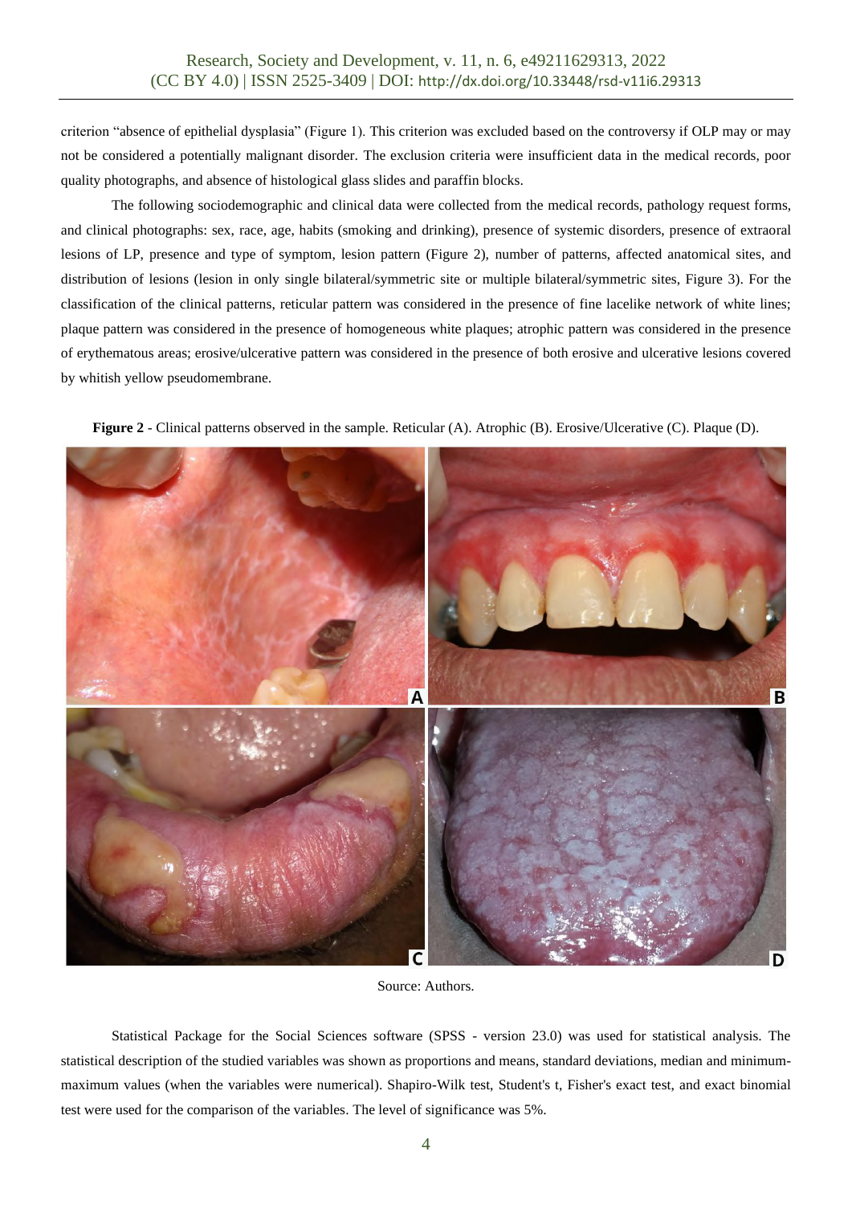criterion "absence of epithelial dysplasia" (Figure 1). This criterion was excluded based on the controversy if OLP may or may not be considered a potentially malignant disorder. The exclusion criteria were insufficient data in the medical records, poor quality photographs, and absence of histological glass slides and paraffin blocks.

The following sociodemographic and clinical data were collected from the medical records, pathology request forms, and clinical photographs: sex, race, age, habits (smoking and drinking), presence of systemic disorders, presence of extraoral lesions of LP, presence and type of symptom, lesion pattern (Figure 2), number of patterns, affected anatomical sites, and distribution of lesions (lesion in only single bilateral/symmetric site or multiple bilateral/symmetric sites, Figure 3). For the classification of the clinical patterns, reticular pattern was considered in the presence of fine lacelike network of white lines; plaque pattern was considered in the presence of homogeneous white plaques; atrophic pattern was considered in the presence of erythematous areas; erosive/ulcerative pattern was considered in the presence of both erosive and ulcerative lesions covered by whitish yellow pseudomembrane.

**Figure 2** - Clinical patterns observed in the sample. Reticular (A). Atrophic (B). Erosive/Ulcerative (C). Plaque (D).

Source: Authors.

Statistical Package for the Social Sciences software (SPSS - version 23.0) was used for statistical analysis. The statistical description of the studied variables was shown as proportions and means, standard deviations, median and minimum-maximum values (when the variables were numerical). Shapiro-Wilk test, Student's t, Fisher's exact test, and exact binomial test were used for the comparison of the variables. The level of significance was 5%.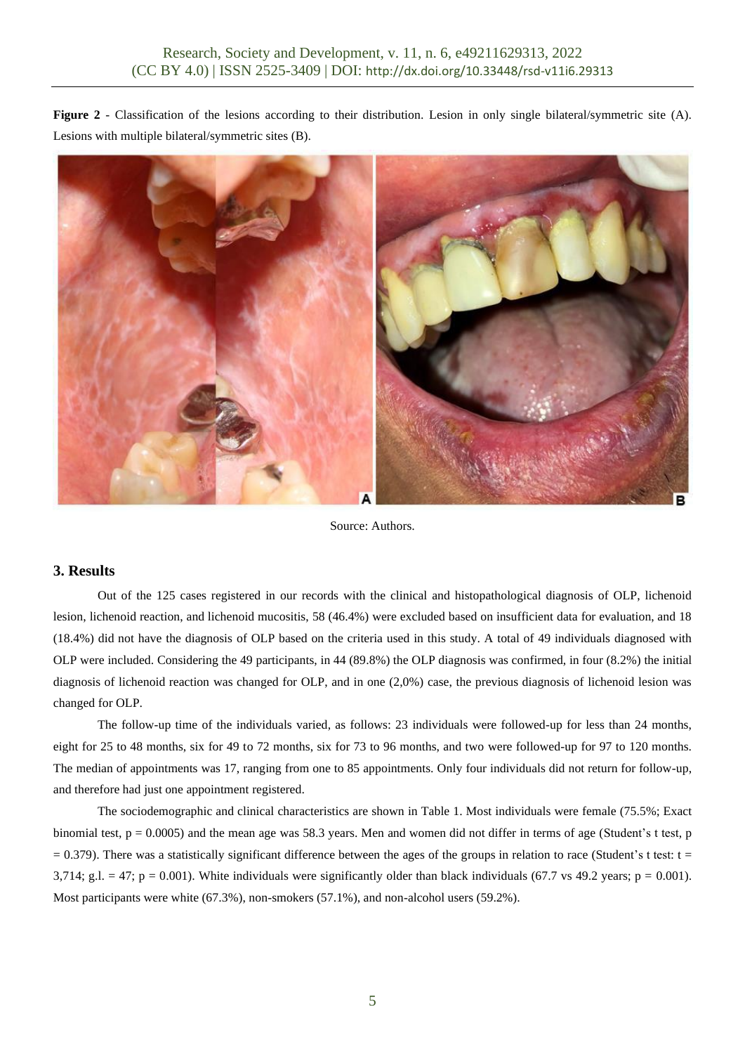**Figure 2** - Classification of the lesions according to their distribution. Lesion in only single bilateral/symmetric site (A). Lesions with multiple bilateral/symmetric sites (B).

Source: Authors.

## 3. Results

Out of the 125 cases registered in our records with the clinical and histopathological diagnosis of OLP, lichenoid lesion, lichenoid reaction, and lichenoid mucositis, 58 (46.4%) were excluded based on insufficient data for evaluation, and 18 (18.4%) did not have the diagnosis of OLP based on the criteria used in this study. A total of 49 individuals diagnosed with OLP were included. Considering the 49 participants, in 44 (89.8%) the OLP diagnosis was confirmed, in four (8.2%) the initial diagnosis of lichenoid reaction was changed for OLP, and in one (2,0%) case, the previous diagnosis of lichenoid lesion was changed for OLP.

The follow-up time of the individuals varied, as follows: 23 individuals were followed-up for less than 24 months, eight for 25 to 48 months, six for 49 to 72 months, six for 73 to 96 months, and two were followed-up for 97 to 120 months. The median of appointments was 17, ranging from one to 85 appointments. Only four individuals did not return for follow-up, and therefore had just one appointment registered.

The sociodemographic and clinical characteristics are shown in Table 1. Most individuals were female (75.5%; Exact binomial test, $p = 0.0005$) and the mean age was 58.3 years. Men and women did not differ in terms of age (Student's t test, $p = 0.379$). There was a statistically significant difference between the ages of the groups in relation to race (Student's t test: $t = 3{,}714$; g.l. = 47; $p = 0.001$). White individuals were significantly older than black individuals (67.7 vs 49.2 years; $p = 0.001$). Most participants were white (67.3%), non-smokers (57.1%), and non-alcohol users (59.2%).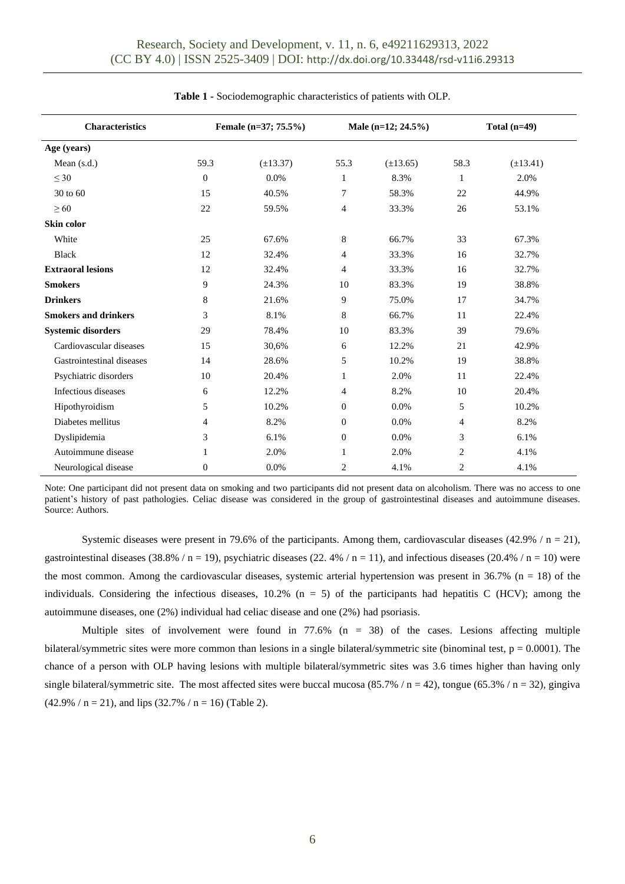**Table 1** - Sociodemographic characteristics of patients with OLP.

| Characteristics | Female (n=37; 75.5%) | | Male (n=12; 24.5%) | | Total (n=49) | |
|---|---|---|---|---|---|---|
| **Age (years)** | | | | | | |
| Mean (s.d.) | 59.3 | (±13.37) | 55.3 | (±13.65) | 58.3 | (±13.41) |
| ≤ 30 | 0 | 0.0% | 1 | 8.3% | 1 | 2.0% |
| 30 to 60 | 15 | 40.5% | 7 | 58.3% | 22 | 44.9% |
| ≥ 60 | 22 | 59.5% | 4 | 33.3% | 26 | 53.1% |
| **Skin color** | | | | | | |
| White | 25 | 67.6% | 8 | 66.7% | 33 | 67.3% |
| Black | 12 | 32.4% | 4 | 33.3% | 16 | 32.7% |
| **Extraoral lesions** | 12 | 32.4% | 4 | 33.3% | 16 | 32.7% |
| **Smokers** | 9 | 24.3% | 10 | 83.3% | 19 | 38.8% |
| **Drinkers** | 8 | 21.6% | 9 | 75.0% | 17 | 34.7% |
| **Smokers and drinkers** | 3 | 8.1% | 8 | 66.7% | 11 | 22.4% |
| **Systemic disorders** | 29 | 78.4% | 10 | 83.3% | 39 | 79.6% |
| Cardiovascular diseases | 15 | 30,6% | 6 | 12.2% | 21 | 42.9% |
| Gastrointestinal diseases | 14 | 28.6% | 5 | 10.2% | 19 | 38.8% |
| Psychiatric disorders | 10 | 20.4% | 1 | 2.0% | 11 | 22.4% |
| Infectious diseases | 6 | 12.2% | 4 | 8.2% | 10 | 20.4% |
| Hipothyroidism | 5 | 10.2% | 0 | 0.0% | 5 | 10.2% |
| Diabetes mellitus | 4 | 8.2% | 0 | 0.0% | 4 | 8.2% |
| Dyslipidemia | 3 | 6.1% | 0 | 0.0% | 3 | 6.1% |
| Autoimmune disease | 1 | 2.0% | 1 | 2.0% | 2 | 4.1% |
| Neurological disease | 0 | 0.0% | 2 | 4.1% | 2 | 4.1% |

Note: One participant did not present data on smoking and two participants did not present data on alcoholism. There was no access to one patient's history of past pathologies. Celiac disease was considered in the group of gastrointestinal diseases and autoimmune diseases. Source: Authors.

Systemic diseases were present in 79.6% of the participants. Among them, cardiovascular diseases (42.9% / n = 21), gastrointestinal diseases (38.8% / n = 19), psychiatric diseases (22. 4% / n = 11), and infectious diseases (20.4% / n = 10) were the most common. Among the cardiovascular diseases, systemic arterial hypertension was present in 36.7% (n = 18) of the individuals. Considering the infectious diseases, 10.2% (n = 5) of the participants had hepatitis C (HCV); among the autoimmune diseases, one (2%) individual had celiac disease and one (2%) had psoriasis.

Multiple sites of involvement were found in 77.6% (n = 38) of the cases. Lesions affecting multiple bilateral/symmetric sites were more common than lesions in a single bilateral/symmetric site (binominal test, $p = 0.0001$). The chance of a person with OLP having lesions with multiple bilateral/symmetric sites was 3.6 times higher than having only single bilateral/symmetric site. The most affected sites were buccal mucosa (85.7% / n = 42), tongue (65.3% / n = 32), gingiva (42.9% / n = 21), and lips (32.7% / n = 16) (Table 2).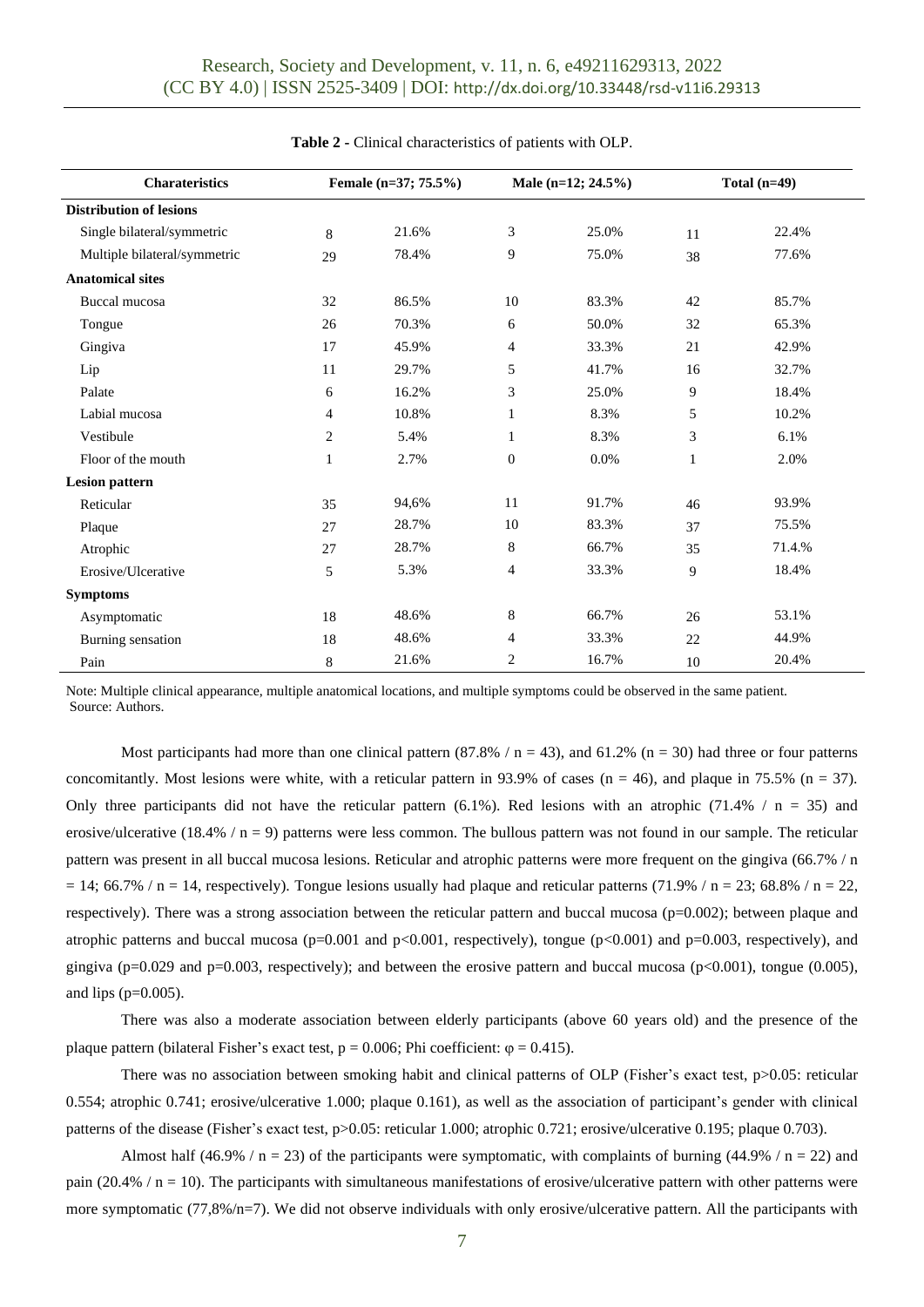**Table 2** - Clinical characteristics of patients with OLP.

| Charateristics | Female (n=37; 75.5%) | | Male (n=12; 24.5%) | | Total (n=49) | |
|---|---|---|---|---|---|---|
| **Distribution of lesions** | | | | | | |
| Single bilateral/symmetric | 8 | 21.6% | 3 | 25.0% | 11 | 22.4% |
| Multiple bilateral/symmetric | 29 | 78.4% | 9 | 75.0% | 38 | 77.6% |
| **Anatomical sites** | | | | | | |
| Buccal mucosa | 32 | 86.5% | 10 | 83.3% | 42 | 85.7% |
| Tongue | 26 | 70.3% | 6 | 50.0% | 32 | 65.3% |
| Gingiva | 17 | 45.9% | 4 | 33.3% | 21 | 42.9% |
| Lip | 11 | 29.7% | 5 | 41.7% | 16 | 32.7% |
| Palate | 6 | 16.2% | 3 | 25.0% | 9 | 18.4% |
| Labial mucosa | 4 | 10.8% | 1 | 8.3% | 5 | 10.2% |
| Vestibule | 2 | 5.4% | 1 | 8.3% | 3 | 6.1% |
| Floor of the mouth | 1 | 2.7% | 0 | 0.0% | 1 | 2.0% |
| **Lesion pattern** | | | | | | |
| Reticular | 35 | 94,6% | 11 | 91.7% | 46 | 93.9% |
| Plaque | 27 | 28.7% | 10 | 83.3% | 37 | 75.5% |
| Atrophic | 27 | 28.7% | 8 | 66.7% | 35 | 71.4.% |
| Erosive/Ulcerative | 5 | 5.3% | 4 | 33.3% | 9 | 18.4% |
| **Symptoms** | | | | | | |
| Asymptomatic | 18 | 48.6% | 8 | 66.7% | 26 | 53.1% |
| Burning sensation | 18 | 48.6% | 4 | 33.3% | 22 | 44.9% |
| Pain | 8 | 21.6% | 2 | 16.7% | 10 | 20.4% |

Note: Multiple clinical appearance, multiple anatomical locations, and multiple symptoms could be observed in the same patient.
Source: Authors.

Most participants had more than one clinical pattern (87.8% / n = 43), and 61.2% (n = 30) had three or four patterns concomitantly. Most lesions were white, with a reticular pattern in 93.9% of cases (n = 46), and plaque in 75.5% (n = 37). Only three participants did not have the reticular pattern (6.1%). Red lesions with an atrophic (71.4% / n = 35) and erosive/ulcerative (18.4% / n = 9) patterns were less common. The bullous pattern was not found in our sample. The reticular pattern was present in all buccal mucosa lesions. Reticular and atrophic patterns were more frequent on the gingiva (66.7% / n = 14; 66.7% / n = 14, respectively). Tongue lesions usually had plaque and reticular patterns (71.9% / n = 23; 68.8% / n = 22, respectively). There was a strong association between the reticular pattern and buccal mucosa ($p=0.002$); between plaque and atrophic patterns and buccal mucosa ($p=0.001$ and $p<0.001$, respectively), tongue ($p<0.001$) and $p=0.003$, respectively), and gingiva ($p=0.029$ and $p=0.003$, respectively); and between the erosive pattern and buccal mucosa ($p<0.001$), tongue (0.005), and lips ($p=0.005$).

There was also a moderate association between elderly participants (above 60 years old) and the presence of the plaque pattern (bilateral Fisher's exact test, $p = 0.006$; Phi coefficient: $\varphi = 0.415$).

There was no association between smoking habit and clinical patterns of OLP (Fisher's exact test, $p>0.05$: reticular 0.554; atrophic 0.741; erosive/ulcerative 1.000; plaque 0.161), as well as the association of participant's gender with clinical patterns of the disease (Fisher's exact test, $p>0.05$: reticular 1.000; atrophic 0.721; erosive/ulcerative 0.195; plaque 0.703).

Almost half (46.9% / n = 23) of the participants were symptomatic, with complaints of burning (44.9% / n = 22) and pain (20.4% / n = 10). The participants with simultaneous manifestations of erosive/ulcerative pattern with other patterns were more symptomatic (77,8%/n=7). We did not observe individuals with only erosive/ulcerative pattern. All the participants with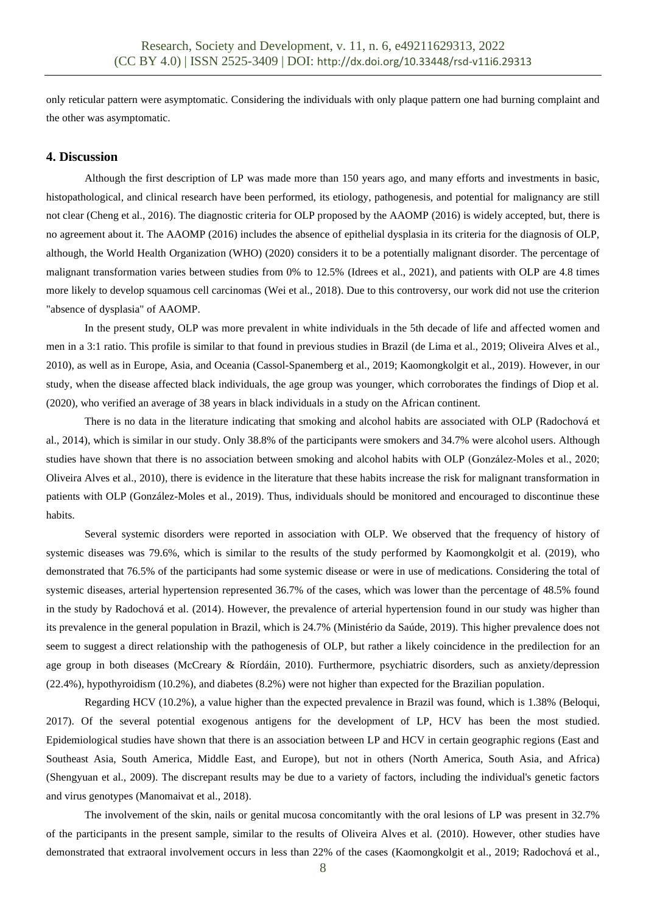only reticular pattern were asymptomatic. Considering the individuals with only plaque pattern one had burning complaint and the other was asymptomatic.

## 4. Discussion

Although the first description of LP was made more than 150 years ago, and many efforts and investments in basic, histopathological, and clinical research have been performed, its etiology, pathogenesis, and potential for malignancy are still not clear (Cheng et al., 2016). The diagnostic criteria for OLP proposed by the AAOMP (2016) is widely accepted, but, there is no agreement about it. The AAOMP (2016) includes the absence of epithelial dysplasia in its criteria for the diagnosis of OLP, although, the World Health Organization (WHO) (2020) considers it to be a potentially malignant disorder. The percentage of malignant transformation varies between studies from 0% to 12.5% (Idrees et al., 2021), and patients with OLP are 4.8 times more likely to develop squamous cell carcinomas (Wei et al., 2018). Due to this controversy, our work did not use the criterion "absence of dysplasia" of AAOMP.

In the present study, OLP was more prevalent in white individuals in the 5th decade of life and affected women and men in a 3:1 ratio. This profile is similar to that found in previous studies in Brazil (de Lima et al., 2019; Oliveira Alves et al., 2010), as well as in Europe, Asia, and Oceania (Cassol-Spanemberg et al., 2019; Kaomongkolgit et al., 2019). However, in our study, when the disease affected black individuals, the age group was younger, which corroborates the findings of Diop et al. (2020), who verified an average of 38 years in black individuals in a study on the African continent.

There is no data in the literature indicating that smoking and alcohol habits are associated with OLP (Radochová et al., 2014), which is similar in our study. Only 38.8% of the participants were smokers and 34.7% were alcohol users. Although studies have shown that there is no association between smoking and alcohol habits with OLP (González-Moles et al., 2020; Oliveira Alves et al., 2010), there is evidence in the literature that these habits increase the risk for malignant transformation in patients with OLP (González-Moles et al., 2019). Thus, individuals should be monitored and encouraged to discontinue these habits.

Several systemic disorders were reported in association with OLP. We observed that the frequency of history of systemic diseases was 79.6%, which is similar to the results of the study performed by Kaomongkolgit et al. (2019), who demonstrated that 76.5% of the participants had some systemic disease or were in use of medications. Considering the total of systemic diseases, arterial hypertension represented 36.7% of the cases, which was lower than the percentage of 48.5% found in the study by Radochová et al. (2014). However, the prevalence of arterial hypertension found in our study was higher than its prevalence in the general population in Brazil, which is 24.7% (Ministério da Saúde, 2019). This higher prevalence does not seem to suggest a direct relationship with the pathogenesis of OLP, but rather a likely coincidence in the predilection for an age group in both diseases (McCreary & Ríordáin, 2010). Furthermore, psychiatric disorders, such as anxiety/depression (22.4%), hypothyroidism (10.2%), and diabetes (8.2%) were not higher than expected for the Brazilian population.

Regarding HCV (10.2%), a value higher than the expected prevalence in Brazil was found, which is 1.38% (Beloqui, 2017). Of the several potential exogenous antigens for the development of LP, HCV has been the most studied. Epidemiological studies have shown that there is an association between LP and HCV in certain geographic regions (East and Southeast Asia, South America, Middle East, and Europe), but not in others (North America, South Asia, and Africa) (Shengyuan et al., 2009). The discrepant results may be due to a variety of factors, including the individual's genetic factors and virus genotypes (Manomaivat et al., 2018).

The involvement of the skin, nails or genital mucosa concomitantly with the oral lesions of LP was present in 32.7% of the participants in the present sample, similar to the results of Oliveira Alves et al. (2010). However, other studies have demonstrated that extraoral involvement occurs in less than 22% of the cases (Kaomongkolgit et al., 2019; Radochová et al.,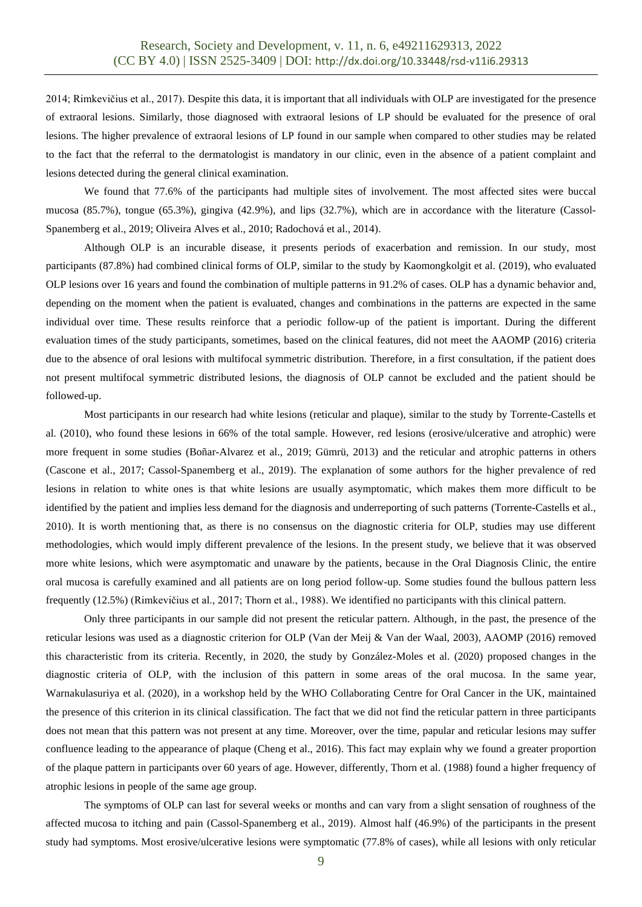2014; Rimkevičius et al., 2017). Despite this data, it is important that all individuals with OLP are investigated for the presence of extraoral lesions. Similarly, those diagnosed with extraoral lesions of LP should be evaluated for the presence of oral lesions. The higher prevalence of extraoral lesions of LP found in our sample when compared to other studies may be related to the fact that the referral to the dermatologist is mandatory in our clinic, even in the absence of a patient complaint and lesions detected during the general clinical examination.

We found that 77.6% of the participants had multiple sites of involvement. The most affected sites were buccal mucosa (85.7%), tongue (65.3%), gingiva (42.9%), and lips (32.7%), which are in accordance with the literature (Cassol-Spanemberg et al., 2019; Oliveira Alves et al., 2010; Radochová et al., 2014).

Although OLP is an incurable disease, it presents periods of exacerbation and remission. In our study, most participants (87.8%) had combined clinical forms of OLP, similar to the study by Kaomongkolgit et al. (2019), who evaluated OLP lesions over 16 years and found the combination of multiple patterns in 91.2% of cases. OLP has a dynamic behavior and, depending on the moment when the patient is evaluated, changes and combinations in the patterns are expected in the same individual over time. These results reinforce that a periodic follow-up of the patient is important. During the different evaluation times of the study participants, sometimes, based on the clinical features, did not meet the AAOMP (2016) criteria due to the absence of oral lesions with multifocal symmetric distribution. Therefore, in a first consultation, if the patient does not present multifocal symmetric distributed lesions, the diagnosis of OLP cannot be excluded and the patient should be followed-up.

Most participants in our research had white lesions (reticular and plaque), similar to the study by Torrente-Castells et al. (2010), who found these lesions in 66% of the total sample. However, red lesions (erosive/ulcerative and atrophic) were more frequent in some studies (Boñar-Alvarez et al., 2019; Gümrü, 2013) and the reticular and atrophic patterns in others (Cascone et al., 2017; Cassol-Spanemberg et al., 2019). The explanation of some authors for the higher prevalence of red lesions in relation to white ones is that white lesions are usually asymptomatic, which makes them more difficult to be identified by the patient and implies less demand for the diagnosis and underreporting of such patterns (Torrente-Castells et al., 2010). It is worth mentioning that, as there is no consensus on the diagnostic criteria for OLP, studies may use different methodologies, which would imply different prevalence of the lesions. In the present study, we believe that it was observed more white lesions, which were asymptomatic and unaware by the patients, because in the Oral Diagnosis Clinic, the entire oral mucosa is carefully examined and all patients are on long period follow-up. Some studies found the bullous pattern less frequently (12.5%) (Rimkevičius et al., 2017; Thorn et al., 1988). We identified no participants with this clinical pattern.

Only three participants in our sample did not present the reticular pattern. Although, in the past, the presence of the reticular lesions was used as a diagnostic criterion for OLP (Van der Meij & Van der Waal, 2003), AAOMP (2016) removed this characteristic from its criteria. Recently, in 2020, the study by González-Moles et al. (2020) proposed changes in the diagnostic criteria of OLP, with the inclusion of this pattern in some areas of the oral mucosa. In the same year, Warnakulasuriya et al. (2020), in a workshop held by the WHO Collaborating Centre for Oral Cancer in the UK, maintained the presence of this criterion in its clinical classification. The fact that we did not find the reticular pattern in three participants does not mean that this pattern was not present at any time. Moreover, over the time, papular and reticular lesions may suffer confluence leading to the appearance of plaque (Cheng et al., 2016). This fact may explain why we found a greater proportion of the plaque pattern in participants over 60 years of age. However, differently, Thorn et al. (1988) found a higher frequency of atrophic lesions in people of the same age group.

The symptoms of OLP can last for several weeks or months and can vary from a slight sensation of roughness of the affected mucosa to itching and pain (Cassol-Spanemberg et al., 2019). Almost half (46.9%) of the participants in the present study had symptoms. Most erosive/ulcerative lesions were symptomatic (77.8% of cases), while all lesions with only reticular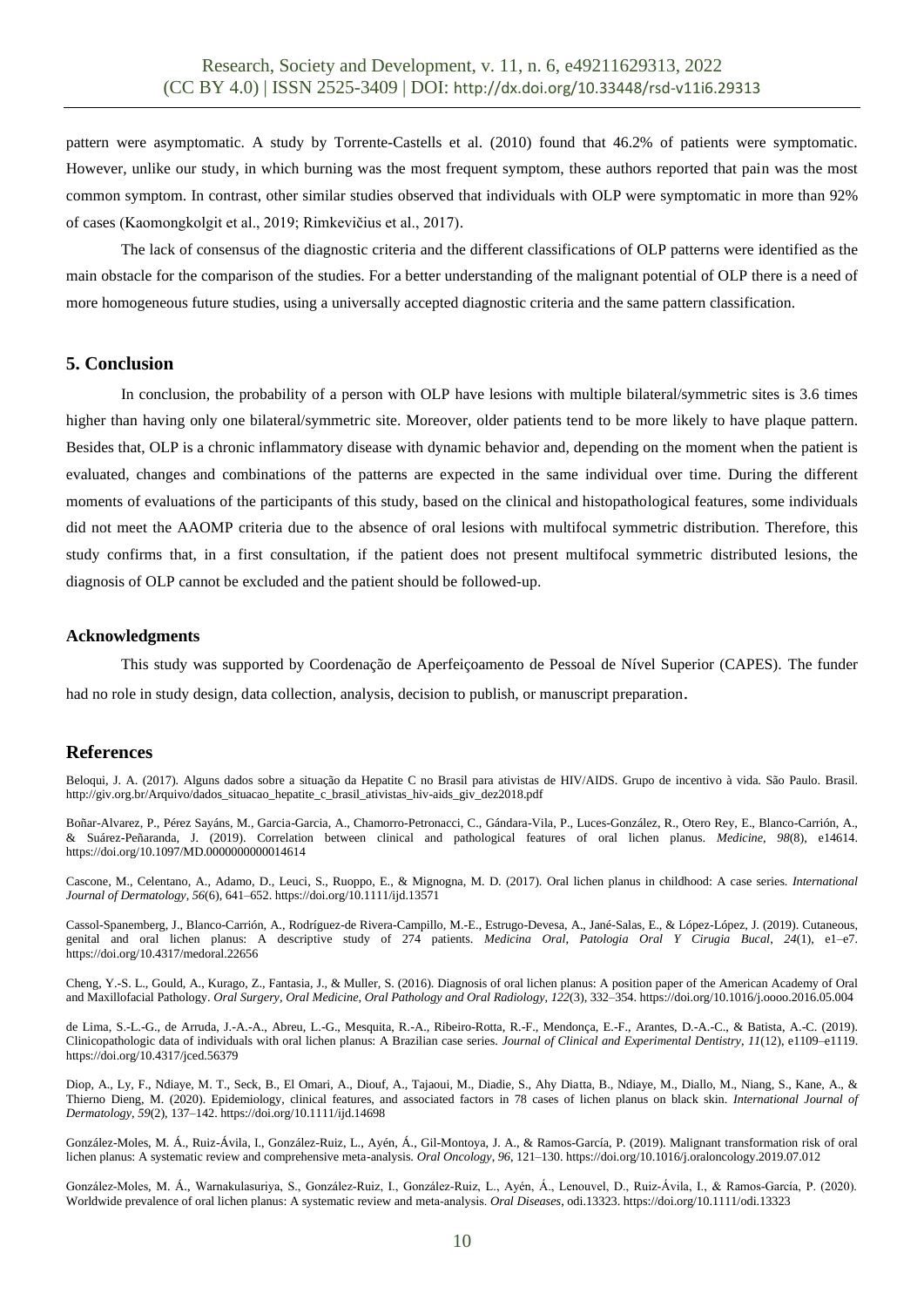pattern were asymptomatic. A study by Torrente-Castells et al. (2010) found that 46.2% of patients were symptomatic. However, unlike our study, in which burning was the most frequent symptom, these authors reported that pain was the most common symptom. In contrast, other similar studies observed that individuals with OLP were symptomatic in more than 92% of cases (Kaomongkolgit et al., 2019; Rimkevičius et al., 2017).

The lack of consensus of the diagnostic criteria and the different classifications of OLP patterns were identified as the main obstacle for the comparison of the studies. For a better understanding of the malignant potential of OLP there is a need of more homogeneous future studies, using a universally accepted diagnostic criteria and the same pattern classification.

## 5. Conclusion

In conclusion, the probability of a person with OLP have lesions with multiple bilateral/symmetric sites is 3.6 times higher than having only one bilateral/symmetric site. Moreover, older patients tend to be more likely to have plaque pattern. Besides that, OLP is a chronic inflammatory disease with dynamic behavior and, depending on the moment when the patient is evaluated, changes and combinations of the patterns are expected in the same individual over time. During the different moments of evaluations of the participants of this study, based on the clinical and histopathological features, some individuals did not meet the AAOMP criteria due to the absence of oral lesions with multifocal symmetric distribution. Therefore, this study confirms that, in a first consultation, if the patient does not present multifocal symmetric distributed lesions, the diagnosis of OLP cannot be excluded and the patient should be followed-up.

### Acknowledgments

This study was supported by Coordenação de Aperfeiçoamento de Pessoal de Nível Superior (CAPES). The funder had no role in study design, data collection, analysis, decision to publish, or manuscript preparation.

## References

Beloqui, J. A. (2017). Alguns dados sobre a situação da Hepatite C no Brasil para ativistas de HIV/AIDS. Grupo de incentivo à vida. São Paulo. Brasil. http://giv.org.br/Arquivo/dados_situacao_hepatite_c_brasil_ativistas_hiv-aids_giv_dez2018.pdf

Boñar-Alvarez, P., Pérez Sayáns, M., Garcia-Garcia, A., Chamorro-Petronacci, C., Gándara-Vila, P., Luces-González, R., Otero Rey, E., Blanco-Carrión, A., & Suárez-Peñaranda, J. (2019). Correlation between clinical and pathological features of oral lichen planus. *Medicine*, *98*(8), e14614. https://doi.org/10.1097/MD.0000000000014614

Cascone, M., Celentano, A., Adamo, D., Leuci, S., Ruoppo, E., & Mignogna, M. D. (2017). Oral lichen planus in childhood: A case series. *International Journal of Dermatology*, *56*(6), 641–652. https://doi.org/10.1111/ijd.13571

Cassol-Spanemberg, J., Blanco-Carrión, A., Rodríguez-de Rivera-Campillo, M.-E., Estrugo-Devesa, A., Jané-Salas, E., & López-López, J. (2019). Cutaneous, genital and oral lichen planus: A descriptive study of 274 patients. *Medicina Oral, Patologia Oral Y Cirugia Bucal*, *24*(1), e1–e7. https://doi.org/10.4317/medoral.22656

Cheng, Y.-S. L., Gould, A., Kurago, Z., Fantasia, J., & Muller, S. (2016). Diagnosis of oral lichen planus: A position paper of the American Academy of Oral and Maxillofacial Pathology. *Oral Surgery, Oral Medicine, Oral Pathology and Oral Radiology*, *122*(3), 332–354. https://doi.org/10.1016/j.oooo.2016.05.004

de Lima, S.-L.-G., de Arruda, J.-A.-A., Abreu, L.-G., Mesquita, R.-A., Ribeiro-Rotta, R.-F., Mendonça, E.-F., Arantes, D.-A.-C., & Batista, A.-C. (2019). Clinicopathologic data of individuals with oral lichen planus: A Brazilian case series. *Journal of Clinical and Experimental Dentistry*, *11*(12), e1109–e1119. https://doi.org/10.4317/jced.56379

Diop, A., Ly, F., Ndiaye, M. T., Seck, B., El Omari, A., Diouf, A., Tajaoui, M., Diadie, S., Ahy Diatta, B., Ndiaye, M., Diallo, M., Niang, S., Kane, A., & Thierno Dieng, M. (2020). Epidemiology, clinical features, and associated factors in 78 cases of lichen planus on black skin. *International Journal of Dermatology*, *59*(2), 137–142. https://doi.org/10.1111/ijd.14698

González-Moles, M. Á., Ruiz-Ávila, I., González-Ruiz, L., Ayén, Á., Gil-Montoya, J. A., & Ramos-García, P. (2019). Malignant transformation risk of oral lichen planus: A systematic review and comprehensive meta-analysis. *Oral Oncology*, *96*, 121–130. https://doi.org/10.1016/j.oraloncology.2019.07.012

González-Moles, M. Á., Warnakulasuriya, S., González-Ruiz, I., González-Ruiz, L., Ayén, Á., Lenouvel, D., Ruiz-Ávila, I., & Ramos-García, P. (2020). Worldwide prevalence of oral lichen planus: A systematic review and meta-analysis. *Oral Diseases*, odi.13323. https://doi.org/10.1111/odi.13323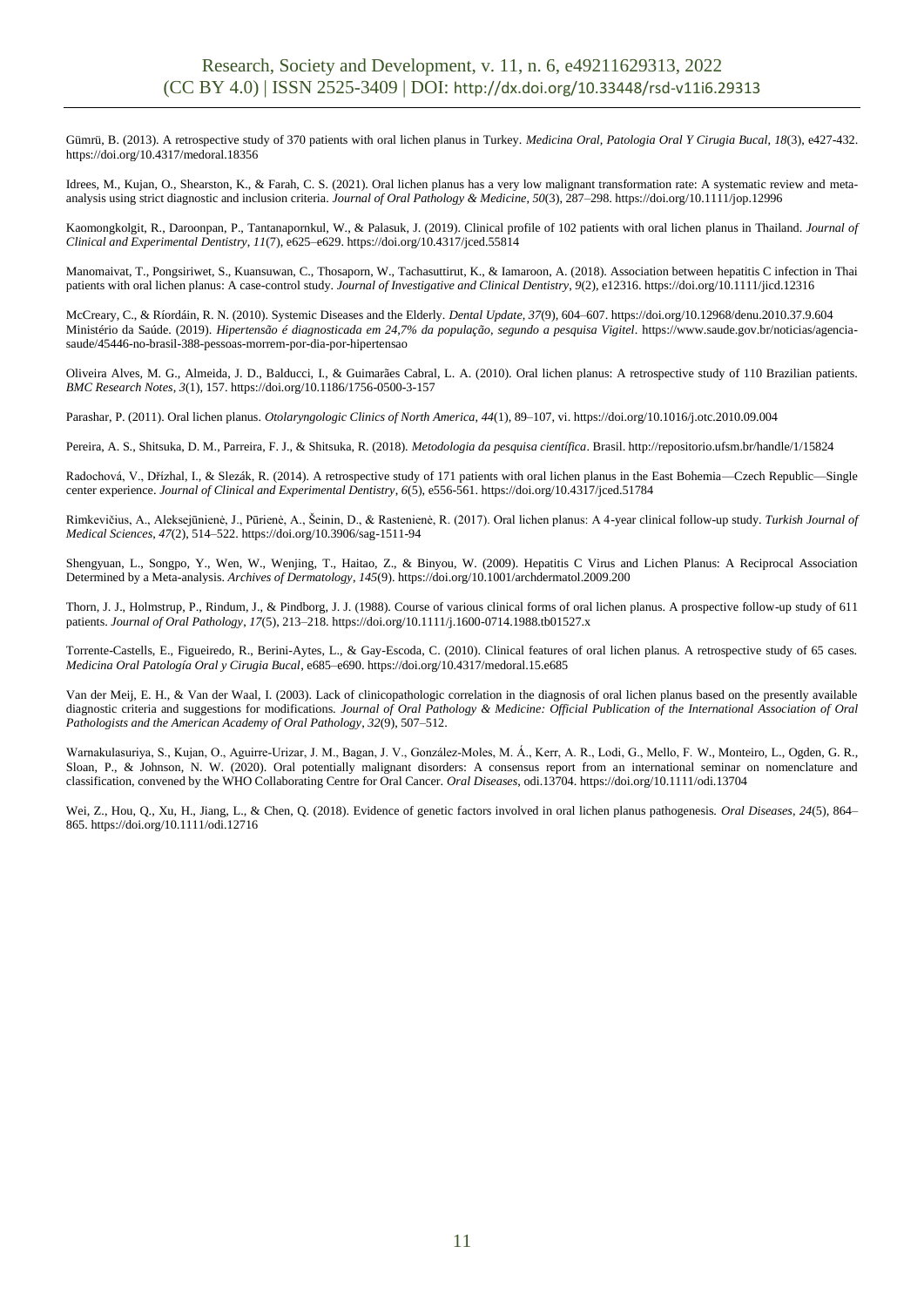Gümrü, B. (2013). A retrospective study of 370 patients with oral lichen planus in Turkey. *Medicina Oral, Patologia Oral Y Cirugia Bucal*, *18*(3), e427-432. https://doi.org/10.4317/medoral.18356

Idrees, M., Kujan, O., Shearston, K., & Farah, C. S. (2021). Oral lichen planus has a very low malignant transformation rate: A systematic review and meta-analysis using strict diagnostic and inclusion criteria. *Journal of Oral Pathology & Medicine*, *50*(3), 287–298. https://doi.org/10.1111/jop.12996

Kaomongkolgit, R., Daroonpan, P., Tantanapornkul, W., & Palasuk, J. (2019). Clinical profile of 102 patients with oral lichen planus in Thailand. *Journal of Clinical and Experimental Dentistry*, *11*(7), e625–e629. https://doi.org/10.4317/jced.55814

Manomaivat, T., Pongsiriwet, S., Kuansuwan, C., Thosaporn, W., Tachasuttirut, K., & Iamaroon, A. (2018). Association between hepatitis C infection in Thai patients with oral lichen planus: A case-control study. *Journal of Investigative and Clinical Dentistry*, *9*(2), e12316. https://doi.org/10.1111/jicd.12316

McCreary, C., & Ríordáin, R. N. (2010). Systemic Diseases and the Elderly. *Dental Update*, *37*(9), 604–607. https://doi.org/10.12968/denu.2010.37.9.604
Ministério da Saúde. (2019). *Hipertensão é diagnosticada em 24,7% da população, segundo a pesquisa Vigitel*. https://www.saude.gov.br/noticias/agencia-saude/45446-no-brasil-388-pessoas-morrem-por-dia-por-hipertensao

Oliveira Alves, M. G., Almeida, J. D., Balducci, I., & Guimarães Cabral, L. A. (2010). Oral lichen planus: A retrospective study of 110 Brazilian patients. *BMC Research Notes*, *3*(1), 157. https://doi.org/10.1186/1756-0500-3-157

Parashar, P. (2011). Oral lichen planus. *Otolaryngologic Clinics of North America*, *44*(1), 89–107, vi. https://doi.org/10.1016/j.otc.2010.09.004

Pereira, A. S., Shitsuka, D. M., Parreira, F. J., & Shitsuka, R. (2018). *Metodologia da pesquisa científica*. Brasil. http://repositorio.ufsm.br/handle/1/15824

Radochová, V., Dřízhal, I., & Slezák, R. (2014). A retrospective study of 171 patients with oral lichen planus in the East Bohemia—Czech Republic—Single center experience. *Journal of Clinical and Experimental Dentistry*, *6*(5), e556-561. https://doi.org/10.4317/jced.51784

Rimkevičius, A., Aleksejūnienė, J., Pūrienė, A., Šeinin, D., & Rastenienė, R. (2017). Oral lichen planus: A 4-year clinical follow-up study. *Turkish Journal of Medical Sciences*, *47*(2), 514–522. https://doi.org/10.3906/sag-1511-94

Shengyuan, L., Songpo, Y., Wen, W., Wenjing, T., Haitao, Z., & Binyou, W. (2009). Hepatitis C Virus and Lichen Planus: A Reciprocal Association Determined by a Meta-analysis. *Archives of Dermatology*, *145*(9). https://doi.org/10.1001/archdermatol.2009.200

Thorn, J. J., Holmstrup, P., Rindum, J., & Pindborg, J. J. (1988). Course of various clinical forms of oral lichen planus. A prospective follow-up study of 611 patients. *Journal of Oral Pathology*, *17*(5), 213–218. https://doi.org/10.1111/j.1600-0714.1988.tb01527.x

Torrente-Castells, E., Figueiredo, R., Berini-Aytes, L., & Gay-Escoda, C. (2010). Clinical features of oral lichen planus. A retrospective study of 65 cases. *Medicina Oral Patología Oral y Cirugia Bucal*, e685–e690. https://doi.org/10.4317/medoral.15.e685

Van der Meij, E. H., & Van der Waal, I. (2003). Lack of clinicopathologic correlation in the diagnosis of oral lichen planus based on the presently available diagnostic criteria and suggestions for modifications. *Journal of Oral Pathology & Medicine: Official Publication of the International Association of Oral Pathologists and the American Academy of Oral Pathology*, *32*(9), 507–512.

Warnakulasuriya, S., Kujan, O., Aguirre-Urizar, J. M., Bagan, J. V., González-Moles, M. Á., Kerr, A. R., Lodi, G., Mello, F. W., Monteiro, L., Ogden, G. R., Sloan, P., & Johnson, N. W. (2020). Oral potentially malignant disorders: A consensus report from an international seminar on nomenclature and classification, convened by the WHO Collaborating Centre for Oral Cancer. *Oral Diseases*, odi.13704. https://doi.org/10.1111/odi.13704

Wei, Z., Hou, Q., Xu, H., Jiang, L., & Chen, Q. (2018). Evidence of genetic factors involved in oral lichen planus pathogenesis. *Oral Diseases*, *24*(5), 864–865. https://doi.org/10.1111/odi.12716